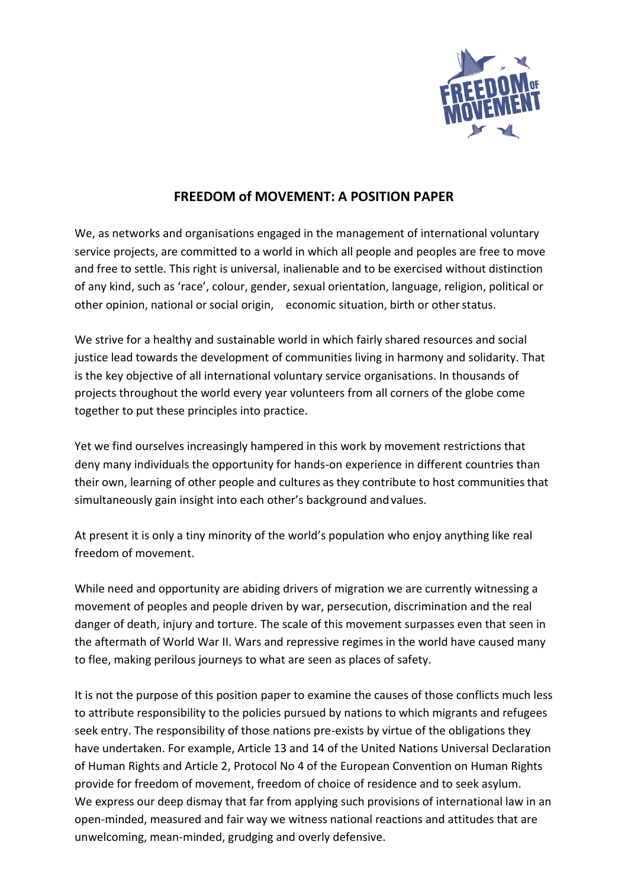# FREEDOM of MOVEMENT: A POSITION PAPER

We, as networks and organisations engaged in the management of international voluntary service projects, are committed to a world in which all people and peoples are free to move and free to settle. This right is universal, inalienable and to be exercised without distinction of any kind, such as 'race', colour, gender, sexual orientation, language, religion, political or other opinion, national or social origin, economic situation, birth or other status.

We strive for a healthy and sustainable world in which fairly shared resources and social justice lead towards the development of communities living in harmony and solidarity. That is the key objective of all international voluntary service organisations. In thousands of projects throughout the world every year volunteers from all corners of the globe come together to put these principles into practice.

Yet we find ourselves increasingly hampered in this work by movement restrictions that deny many individuals the opportunity for hands-on experience in different countries than their own, learning of other people and cultures as they contribute to host communities that simultaneously gain insight into each other's background and values.

At present it is only a tiny minority of the world's population who enjoy anything like real freedom of movement.

While need and opportunity are abiding drivers of migration we are currently witnessing a movement of peoples and people driven by war, persecution, discrimination and the real danger of death, injury and torture. The scale of this movement surpasses even that seen in the aftermath of World War II. Wars and repressive regimes in the world have caused many to flee, making perilous journeys to what are seen as places of safety.

It is not the purpose of this position paper to examine the causes of those conflicts much less to attribute responsibility to the policies pursued by nations to which migrants and refugees seek entry. The responsibility of those nations pre-exists by virtue of the obligations they have undertaken. For example, Article 13 and 14 of the United Nations Universal Declaration of Human Rights and Article 2, Protocol No 4 of the European Convention on Human Rights provide for freedom of movement, freedom of choice of residence and to seek asylum.
We express our deep dismay that far from applying such provisions of international law in an open-minded, measured and fair way we witness national reactions and attitudes that are unwelcoming, mean-minded, grudging and overly defensive.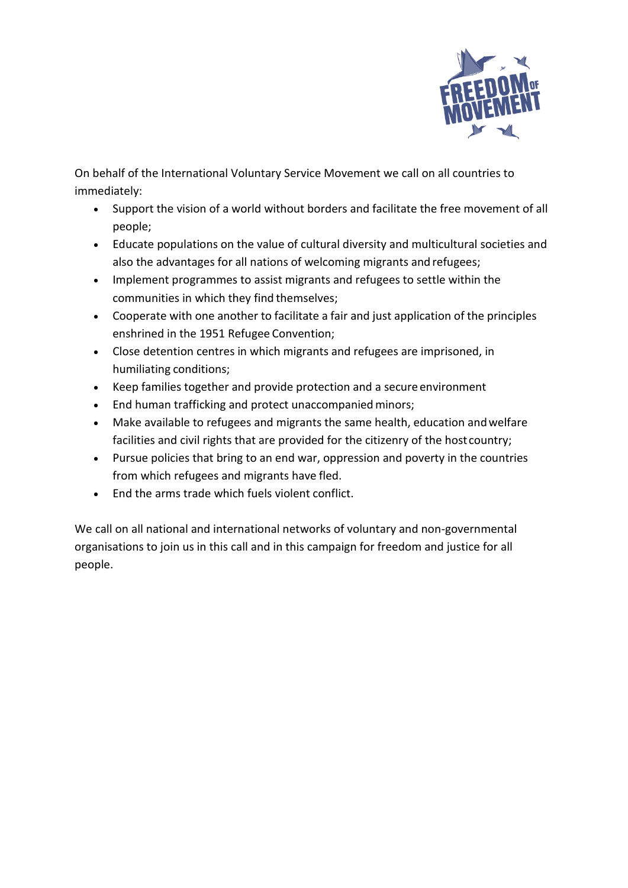On behalf of the International Voluntary Service Movement we call on all countries to immediately:

- Support the vision of a world without borders and facilitate the free movement of all people;
- Educate populations on the value of cultural diversity and multicultural societies and also the advantages for all nations of welcoming migrants and refugees;
- Implement programmes to assist migrants and refugees to settle within the communities in which they find themselves;
- Cooperate with one another to facilitate a fair and just application of the principles enshrined in the 1951 Refugee Convention;
- Close detention centres in which migrants and refugees are imprisoned, in humiliating conditions;
- Keep families together and provide protection and a secure environment
- End human trafficking and protect unaccompanied minors;
- Make available to refugees and migrants the same health, education and welfare facilities and civil rights that are provided for the citizenry of the host country;
- Pursue policies that bring to an end war, oppression and poverty in the countries from which refugees and migrants have fled.
- End the arms trade which fuels violent conflict.

We call on all national and international networks of voluntary and non-governmental organisations to join us in this call and in this campaign for freedom and justice for all people.